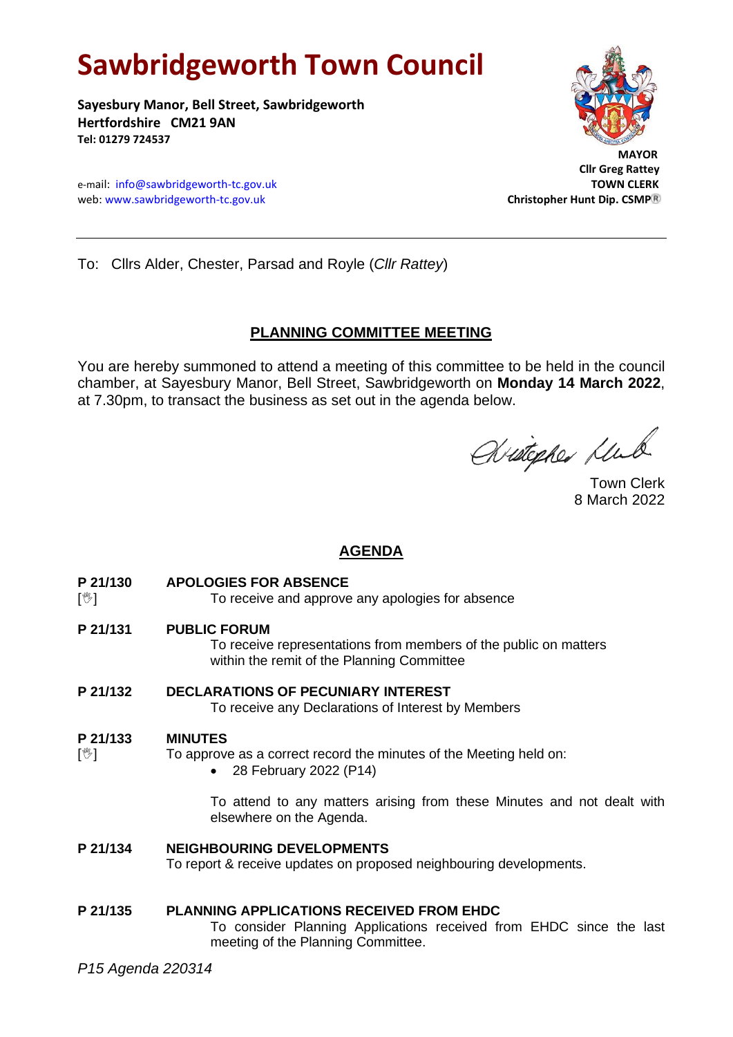# Sawbridgeworth Town Council

**Sayesbury Manor, Bell Street, Sawbridgeworth**
**Hertfordshire CM21 9AN**
**Tel: 01279 724537**

**MAYOR**
**Cllr Greg Rattey**
**TOWN CLERK**
**Christopher Hunt Dip. CSMP®**

e-mail: info@sawbridgeworth-tc.gov.uk
web: www.sawbridgeworth-tc.gov.uk

---

To: Cllrs Alder, Chester, Parsad and Royle (*Cllr Rattey*)

## PLANNING COMMITTEE MEETING

You are hereby summoned to attend a meeting of this committee to be held in the council chamber, at Sayesbury Manor, Bell Street, Sawbridgeworth on **Monday 14 March 2022**, at 7.30pm, to transact the business as set out in the agenda below.

Town Clerk
8 March 2022

## AGENDA

**P 21/130** [✋] **APOLOGIES FOR ABSENCE**
To receive and approve any apologies for absence

**P 21/131** **PUBLIC FORUM**
To receive representations from members of the public on matters within the remit of the Planning Committee

**P 21/132** **DECLARATIONS OF PECUNIARY INTEREST**
To receive any Declarations of Interest by Members

**P 21/133** [✋] **MINUTES**
To approve as a correct record the minutes of the Meeting held on:

- 28 February 2022 (P14)

To attend to any matters arising from these Minutes and not dealt with elsewhere on the Agenda.

**P 21/134** **NEIGHBOURING DEVELOPMENTS**
To report & receive updates on proposed neighbouring developments.

**P 21/135** **PLANNING APPLICATIONS RECEIVED FROM EHDC**
To consider Planning Applications received from EHDC since the last meeting of the Planning Committee.

*P15 Agenda 220314*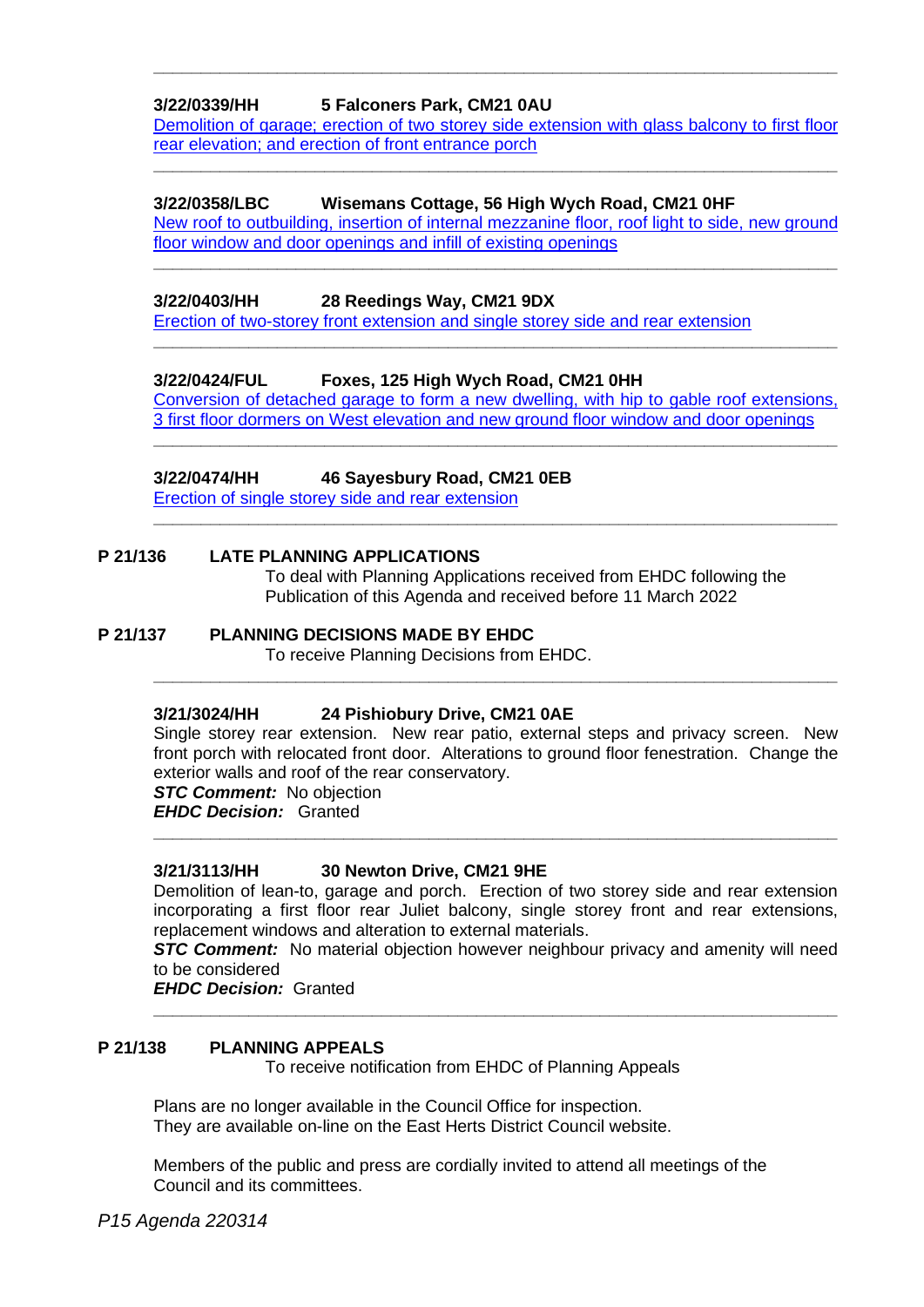---

**3/22/0339/HH 5 Falconers Park, CM21 0AU**

Demolition of garage; erection of two storey side extension with glass balcony to first floor rear elevation; and erection of front entrance porch

---

**3/22/0358/LBC Wisemans Cottage, 56 High Wych Road, CM21 0HF**

New roof to outbuilding, insertion of internal mezzanine floor, roof light to side, new ground floor window and door openings and infill of existing openings

---

**3/22/0403/HH 28 Reedings Way, CM21 9DX**

Erection of two-storey front extension and single storey side and rear extension

---

**3/22/0424/FUL Foxes, 125 High Wych Road, CM21 0HH**

Conversion of detached garage to form a new dwelling, with hip to gable roof extensions, 3 first floor dormers on West elevation and new ground floor window and door openings

---

**3/22/0474/HH 46 Sayesbury Road, CM21 0EB**

Erection of single storey side and rear extension

---

**P 21/136 LATE PLANNING APPLICATIONS**

To deal with Planning Applications received from EHDC following the Publication of this Agenda and received before 11 March 2022

**P 21/137 PLANNING DECISIONS MADE BY EHDC**

To receive Planning Decisions from EHDC.

---

**3/21/3024/HH 24 Pishiobury Drive, CM21 0AE**

Single storey rear extension. New rear patio, external steps and privacy screen. New front porch with relocated front door. Alterations to ground floor fenestration. Change the exterior walls and roof of the rear conservatory.

***STC Comment:*** No objection

***EHDC Decision:*** Granted

---

**3/21/3113/HH 30 Newton Drive, CM21 9HE**

Demolition of lean-to, garage and porch. Erection of two storey side and rear extension incorporating a first floor rear Juliet balcony, single storey front and rear extensions, replacement windows and alteration to external materials.

***STC Comment:*** No material objection however neighbour privacy and amenity will need to be considered

***EHDC Decision:*** Granted

---

**P 21/138 PLANNING APPEALS**

To receive notification from EHDC of Planning Appeals

Plans are no longer available in the Council Office for inspection. They are available on-line on the East Herts District Council website.

Members of the public and press are cordially invited to attend all meetings of the Council and its committees.

*P15 Agenda 220314*